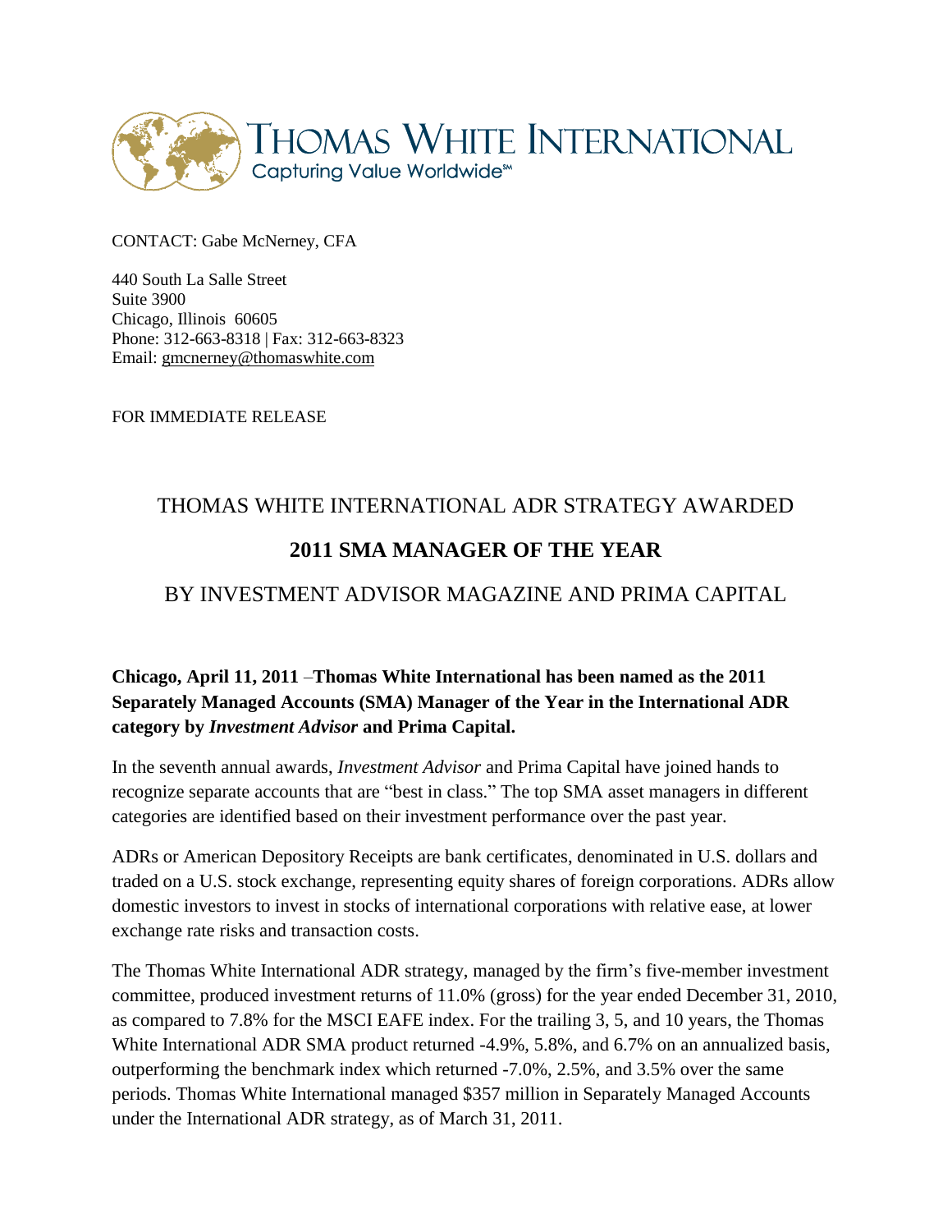THOMAS WHITE INTERNATIONAL
Capturing Value Worldwide℠

CONTACT: Gabe McNerney, CFA

440 South La Salle Street
Suite 3900
Chicago, Illinois 60605
Phone: 312-663-8318 | Fax: 312-663-8323
Email: gmcnerney@thomaswhite.com

FOR IMMEDIATE RELEASE

# THOMAS WHITE INTERNATIONAL ADR STRATEGY AWARDED

# **2011 SMA MANAGER OF THE YEAR**

# BY INVESTMENT ADVISOR MAGAZINE AND PRIMA CAPITAL

**Chicago, April 11, 2011 –Thomas White International has been named as the 2011 Separately Managed Accounts (SMA) Manager of the Year in the International ADR category by *Investment Advisor* and Prima Capital.**

In the seventh annual awards, *Investment Advisor* and Prima Capital have joined hands to recognize separate accounts that are "best in class." The top SMA asset managers in different categories are identified based on their investment performance over the past year.

ADRs or American Depository Receipts are bank certificates, denominated in U.S. dollars and traded on a U.S. stock exchange, representing equity shares of foreign corporations. ADRs allow domestic investors to invest in stocks of international corporations with relative ease, at lower exchange rate risks and transaction costs.

The Thomas White International ADR strategy, managed by the firm's five-member investment committee, produced investment returns of 11.0% (gross) for the year ended December 31, 2010, as compared to 7.8% for the MSCI EAFE index. For the trailing 3, 5, and 10 years, the Thomas White International ADR SMA product returned -4.9%, 5.8%, and 6.7% on an annualized basis, outperforming the benchmark index which returned -7.0%, 2.5%, and 3.5% over the same periods. Thomas White International managed $357 million in Separately Managed Accounts under the International ADR strategy, as of March 31, 2011.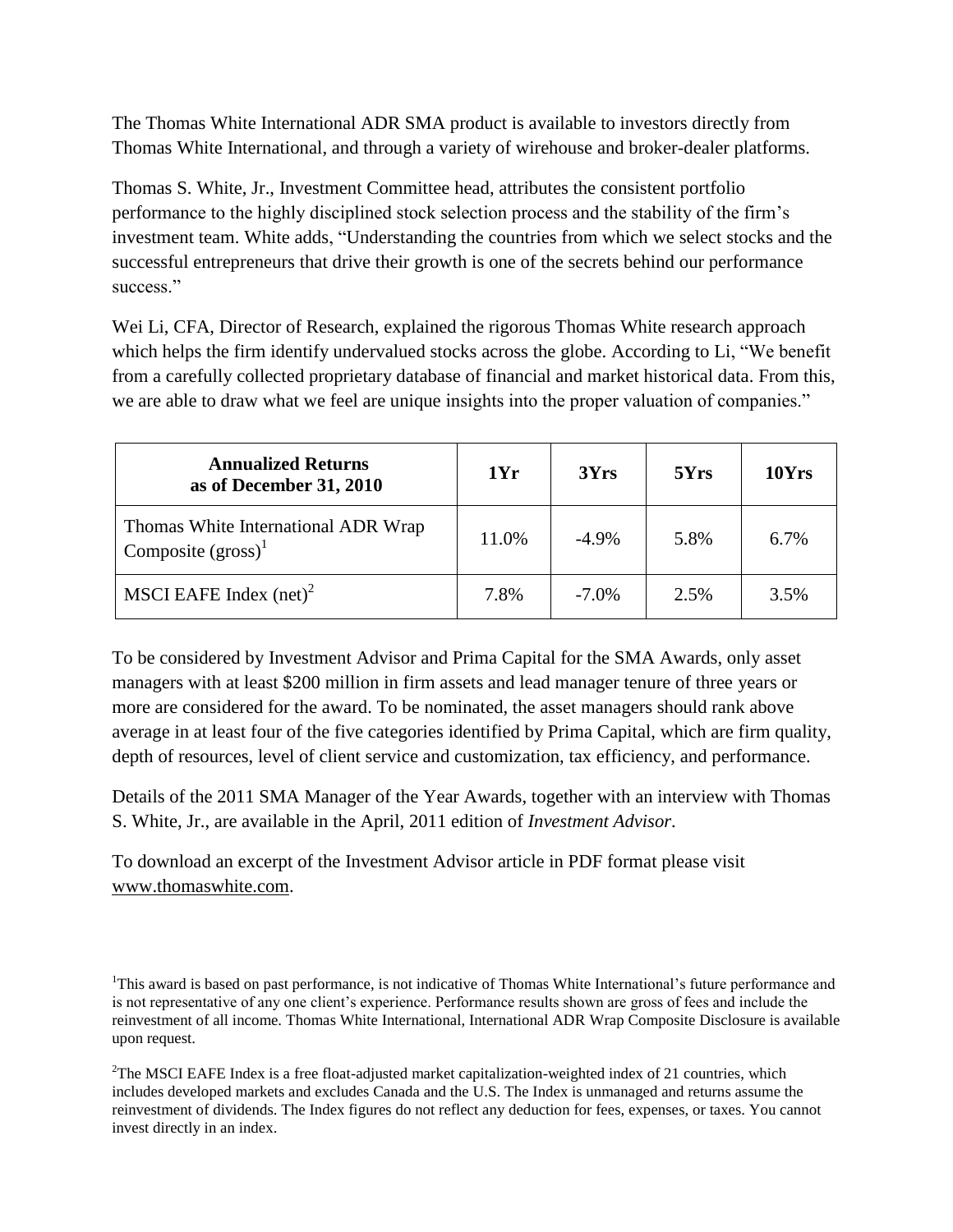The Thomas White International ADR SMA product is available to investors directly from Thomas White International, and through a variety of wirehouse and broker-dealer platforms.

Thomas S. White, Jr., Investment Committee head, attributes the consistent portfolio performance to the highly disciplined stock selection process and the stability of the firm's investment team. White adds, "Understanding the countries from which we select stocks and the successful entrepreneurs that drive their growth is one of the secrets behind our performance success."

Wei Li, CFA, Director of Research, explained the rigorous Thomas White research approach which helps the firm identify undervalued stocks across the globe. According to Li, "We benefit from a carefully collected proprietary database of financial and market historical data. From this, we are able to draw what we feel are unique insights into the proper valuation of companies."

| **Annualized Returns as of December 31, 2010** | **1Yr** | **3Yrs** | **5Yrs** | **10Yrs** |
|---|---|---|---|---|
| Thomas White International ADR Wrap Composite (gross)[1] | 11.0% | -4.9% | 5.8% | 6.7% |
| MSCI EAFE Index (net)[2] | 7.8% | -7.0% | 2.5% | 3.5% |

To be considered by Investment Advisor and Prima Capital for the SMA Awards, only asset managers with at least $200 million in firm assets and lead manager tenure of three years or more are considered for the award. To be nominated, the asset managers should rank above average in at least four of the five categories identified by Prima Capital, which are firm quality, depth of resources, level of client service and customization, tax efficiency, and performance.

Details of the 2011 SMA Manager of the Year Awards, together with an interview with Thomas S. White, Jr., are available in the April, 2011 edition of *Investment Advisor*.

To download an excerpt of the Investment Advisor article in PDF format please visit www.thomaswhite.com.

[1]This award is based on past performance, is not indicative of Thomas White International's future performance and is not representative of any one client's experience. Performance results shown are gross of fees and include the reinvestment of all income. Thomas White International, International ADR Wrap Composite Disclosure is available upon request.

[2]The MSCI EAFE Index is a free float-adjusted market capitalization-weighted index of 21 countries, which includes developed markets and excludes Canada and the U.S. The Index is unmanaged and returns assume the reinvestment of dividends. The Index figures do not reflect any deduction for fees, expenses, or taxes. You cannot invest directly in an index.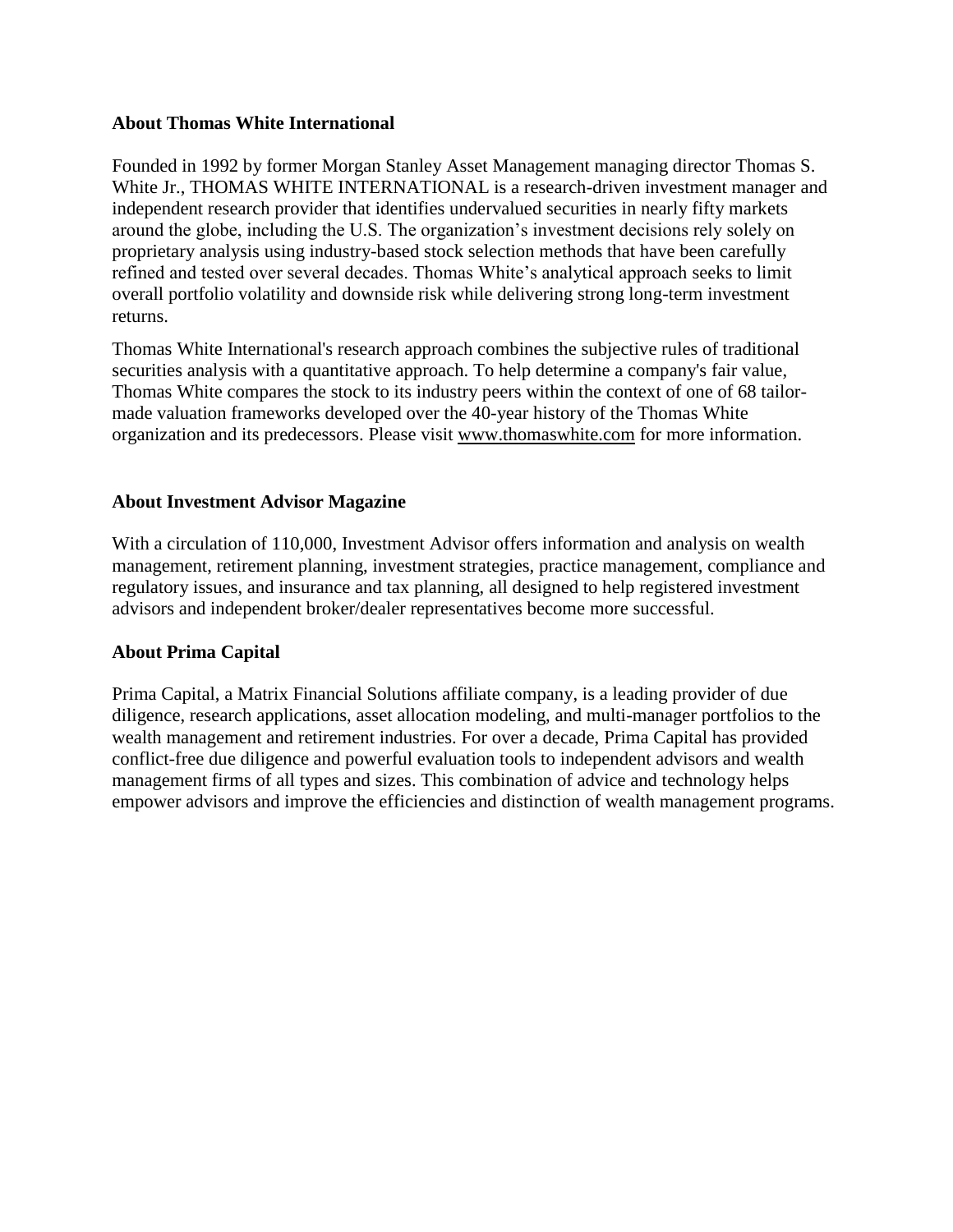**About Thomas White International**

Founded in 1992 by former Morgan Stanley Asset Management managing director Thomas S. White Jr., THOMAS WHITE INTERNATIONAL is a research-driven investment manager and independent research provider that identifies undervalued securities in nearly fifty markets around the globe, including the U.S. The organization's investment decisions rely solely on proprietary analysis using industry-based stock selection methods that have been carefully refined and tested over several decades. Thomas White's analytical approach seeks to limit overall portfolio volatility and downside risk while delivering strong long-term investment returns.

Thomas White International's research approach combines the subjective rules of traditional securities analysis with a quantitative approach. To help determine a company's fair value, Thomas White compares the stock to its industry peers within the context of one of 68 tailor-made valuation frameworks developed over the 40-year history of the Thomas White organization and its predecessors. Please visit www.thomaswhite.com for more information.

**About Investment Advisor Magazine**

With a circulation of 110,000, Investment Advisor offers information and analysis on wealth management, retirement planning, investment strategies, practice management, compliance and regulatory issues, and insurance and tax planning, all designed to help registered investment advisors and independent broker/dealer representatives become more successful.

**About Prima Capital**

Prima Capital, a Matrix Financial Solutions affiliate company, is a leading provider of due diligence, research applications, asset allocation modeling, and multi-manager portfolios to the wealth management and retirement industries. For over a decade, Prima Capital has provided conflict-free due diligence and powerful evaluation tools to independent advisors and wealth management firms of all types and sizes. This combination of advice and technology helps empower advisors and improve the efficiencies and distinction of wealth management programs.